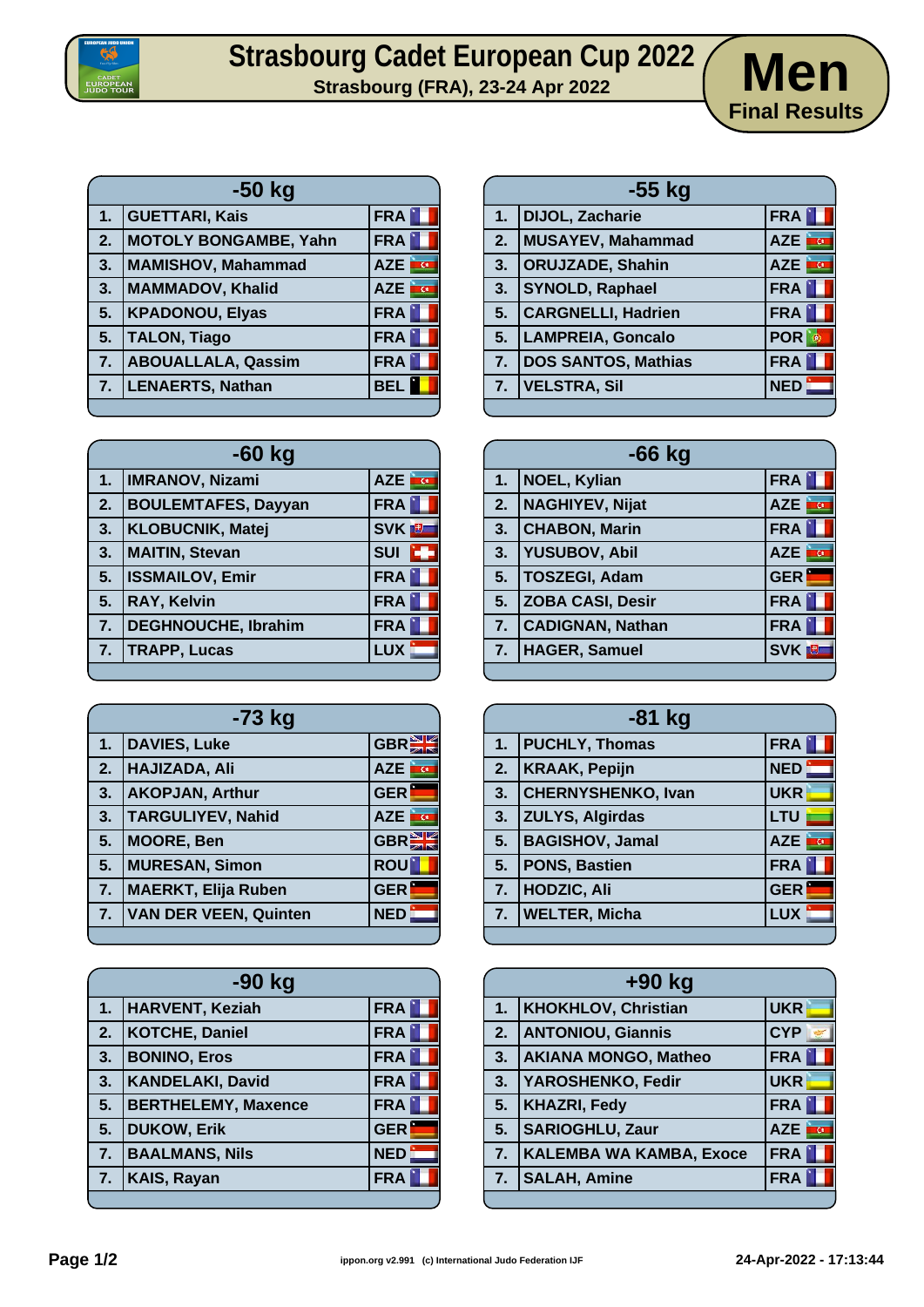# Strasbourg Cadet European Cup 2022

**Strasbourg (FRA), 23-24 Apr 2022**

## Men

**Final Results**

### -50 kg

| | | |
|---|---|---|
| 1. | GUETTARI, Kais | FRA |
| 2. | MOTOLY BONGAMBE, Yahn | FRA |
| 3. | MAMISHOV, Mahammad | AZE |
| 3. | MAMMADOV, Khalid | AZE |
| 5. | KPADONOU, Elyas | FRA |
| 5. | TALON, Tiago | FRA |
| 7. | ABOUALLALA, Qassim | FRA |
| 7. | LENAERTS, Nathan | BEL |

### -55 kg

| | | |
|---|---|---|
| 1. | DIJOL, Zacharie | FRA |
| 2. | MUSAYEV, Mahammad | AZE |
| 3. | ORUJZADE, Shahin | AZE |
| 3. | SYNOLD, Raphael | FRA |
| 5. | CARGNELLI, Hadrien | FRA |
| 5. | LAMPREIA, Goncalo | POR |
| 7. | DOS SANTOS, Mathias | FRA |
| 7. | VELSTRA, Sil | NED |

### -60 kg

| | | |
|---|---|---|
| 1. | IMRANOV, Nizami | AZE |
| 2. | BOULEMTAFES, Dayyan | FRA |
| 3. | KLOBUCNIK, Matej | SVK |
| 3. | MAITIN, Stevan | SUI |
| 5. | ISSMAILOV, Emir | FRA |
| 5. | RAY, Kelvin | FRA |
| 7. | DEGHNOUCHE, Ibrahim | FRA |
| 7. | TRAPP, Lucas | LUX |

### -66 kg

| | | |
|---|---|---|
| 1. | NOEL, Kylian | FRA |
| 2. | NAGHIYEV, Nijat | AZE |
| 3. | CHABON, Marin | FRA |
| 3. | YUSUBOV, Abil | AZE |
| 5. | TOSZEGI, Adam | GER |
| 5. | ZOBA CASI, Desir | FRA |
| 7. | CADIGNAN, Nathan | FRA |
| 7. | HAGER, Samuel | SVK |

### -73 kg

| | | |
|---|---|---|
| 1. | DAVIES, Luke | GBR |
| 2. | HAJIZADA, Ali | AZE |
| 3. | AKOPJAN, Arthur | GER |
| 3. | TARGULIYEV, Nahid | AZE |
| 5. | MOORE, Ben | GBR |
| 5. | MURESAN, Simon | ROU |
| 7. | MAERKT, Elija Ruben | GER |
| 7. | VAN DER VEEN, Quinten | NED |

### -81 kg

| | | |
|---|---|---|
| 1. | PUCHLY, Thomas | FRA |
| 2. | KRAAK, Pepijn | NED |
| 3. | CHERNYSHENKO, Ivan | UKR |
| 3. | ZULYS, Algirdas | LTU |
| 5. | BAGISHOV, Jamal | AZE |
| 5. | PONS, Bastien | FRA |
| 7. | HODZIC, Ali | GER |
| 7. | WELTER, Micha | LUX |

### -90 kg

| | | |
|---|---|---|
| 1. | HARVENT, Keziah | FRA |
| 2. | KOTCHE, Daniel | FRA |
| 3. | BONINO, Eros | FRA |
| 3. | KANDELAKI, David | FRA |
| 5. | BERTHELEMY, Maxence | FRA |
| 5. | DUKOW, Erik | GER |
| 7. | BAALMANS, Nils | NED |
| 7. | KAIS, Rayan | FRA |

### +90 kg

| | | |
|---|---|---|
| 1. | KHOKHLOV, Christian | UKR |
| 2. | ANTONIOU, Giannis | CYP |
| 3. | AKIANA MONGO, Matheo | FRA |
| 3. | YAROSHENKO, Fedir | UKR |
| 5. | KHAZRI, Fedy | FRA |
| 5. | SARIOGHLU, Zaur | AZE |
| 7. | KALEMBA WA KAMBA, Exoce | FRA |
| 7. | SALAH, Amine | FRA |

ippon.org v2.991 (c) International Judo Federation IJF

24-Apr-2022 - 17:13:44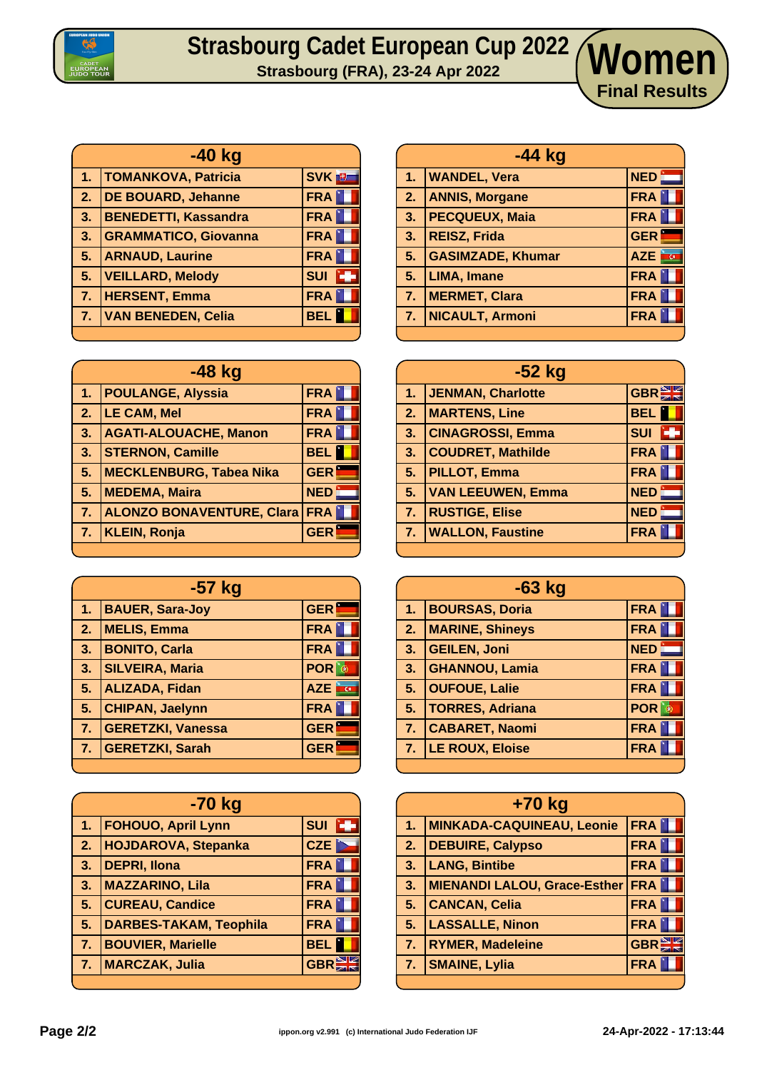# Strasbourg Cadet European Cup 2022

Strasbourg (FRA), 23-24 Apr 2022

## Women
### Final Results

| -40 kg | | |
|---|---|---|
| 1. | TOMANKOVA, Patricia | SVK |
| 2. | DE BOUARD, Jehanne | FRA |
| 3. | BENEDETTI, Kassandra | FRA |
| 3. | GRAMMATICO, Giovanna | FRA |
| 5. | ARNAUD, Laurine | FRA |
| 5. | VEILLARD, Melody | SUI |
| 7. | HERSENT, Emma | FRA |
| 7. | VAN BENEDEN, Celia | BEL |

| -44 kg | | |
|---|---|---|
| 1. | WANDEL, Vera | NED |
| 2. | ANNIS, Morgane | FRA |
| 3. | PECQUEUX, Maia | FRA |
| 3. | REISZ, Frida | GER |
| 5. | GASIMZADE, Khumar | AZE |
| 5. | LIMA, Imane | FRA |
| 7. | MERMET, Clara | FRA |
| 7. | NICAULT, Armoni | FRA |

| -48 kg | | |
|---|---|---|
| 1. | POULANGE, Alyssia | FRA |
| 2. | LE CAM, Mel | FRA |
| 3. | AGATI-ALOUACHE, Manon | FRA |
| 3. | STERNON, Camille | BEL |
| 5. | MECKLENBURG, Tabea Nika | GER |
| 5. | MEDEMA, Maira | NED |
| 7. | ALONZO BONAVENTURE, Clara | FRA |
| 7. | KLEIN, Ronja | GER |

| -52 kg | | |
|---|---|---|
| 1. | JENMAN, Charlotte | GBR |
| 2. | MARTENS, Line | BEL |
| 3. | CINAGROSSI, Emma | SUI |
| 3. | COUDRET, Mathilde | FRA |
| 5. | PILLOT, Emma | FRA |
| 5. | VAN LEEUWEN, Emma | NED |
| 7. | RUSTIGE, Elise | NED |
| 7. | WALLON, Faustine | FRA |

| -57 kg | | |
|---|---|---|
| 1. | BAUER, Sara-Joy | GER |
| 2. | MELIS, Emma | FRA |
| 3. | BONITO, Carla | FRA |
| 3. | SILVEIRA, Maria | POR |
| 5. | ALIZADA, Fidan | AZE |
| 5. | CHIPAN, Jaelynn | FRA |
| 7. | GERETZKI, Vanessa | GER |
| 7. | GERETZKI, Sarah | GER |

| -63 kg | | |
|---|---|---|
| 1. | BOURSAS, Doria | FRA |
| 2. | MARINE, Shineys | FRA |
| 3. | GEILEN, Joni | NED |
| 3. | GHANNOU, Lamia | FRA |
| 5. | OUFOUE, Lalie | FRA |
| 5. | TORRES, Adriana | POR |
| 7. | CABARET, Naomi | FRA |
| 7. | LE ROUX, Eloise | FRA |

| -70 kg | | |
|---|---|---|
| 1. | FOHOUO, April Lynn | SUI |
| 2. | HOJDAROVA, Stepanka | CZE |
| 3. | DEPRI, Ilona | FRA |
| 3. | MAZZARINO, Lila | FRA |
| 5. | CUREAU, Candice | FRA |
| 5. | DARBES-TAKAM, Teophila | FRA |
| 7. | BOUVIER, Marielle | BEL |
| 7. | MARCZAK, Julia | GBR |

| +70 kg | | |
|---|---|---|
| 1. | MINKADA-CAQUINEAU, Leonie | FRA |
| 2. | DEBUIRE, Calypso | FRA |
| 3. | LANG, Bintibe | FRA |
| 3. | MIENANDI LALOU, Grace-Esther | FRA |
| 5. | CANCAN, Celia | FRA |
| 5. | LASSALLE, Ninon | FRA |
| 7. | RYMER, Madeleine | GBR |
| 7. | SMAINE, Lylia | FRA |

ippon.org v2.991 (c) International Judo Federation IJF

24-Apr-2022 - 17:13:44